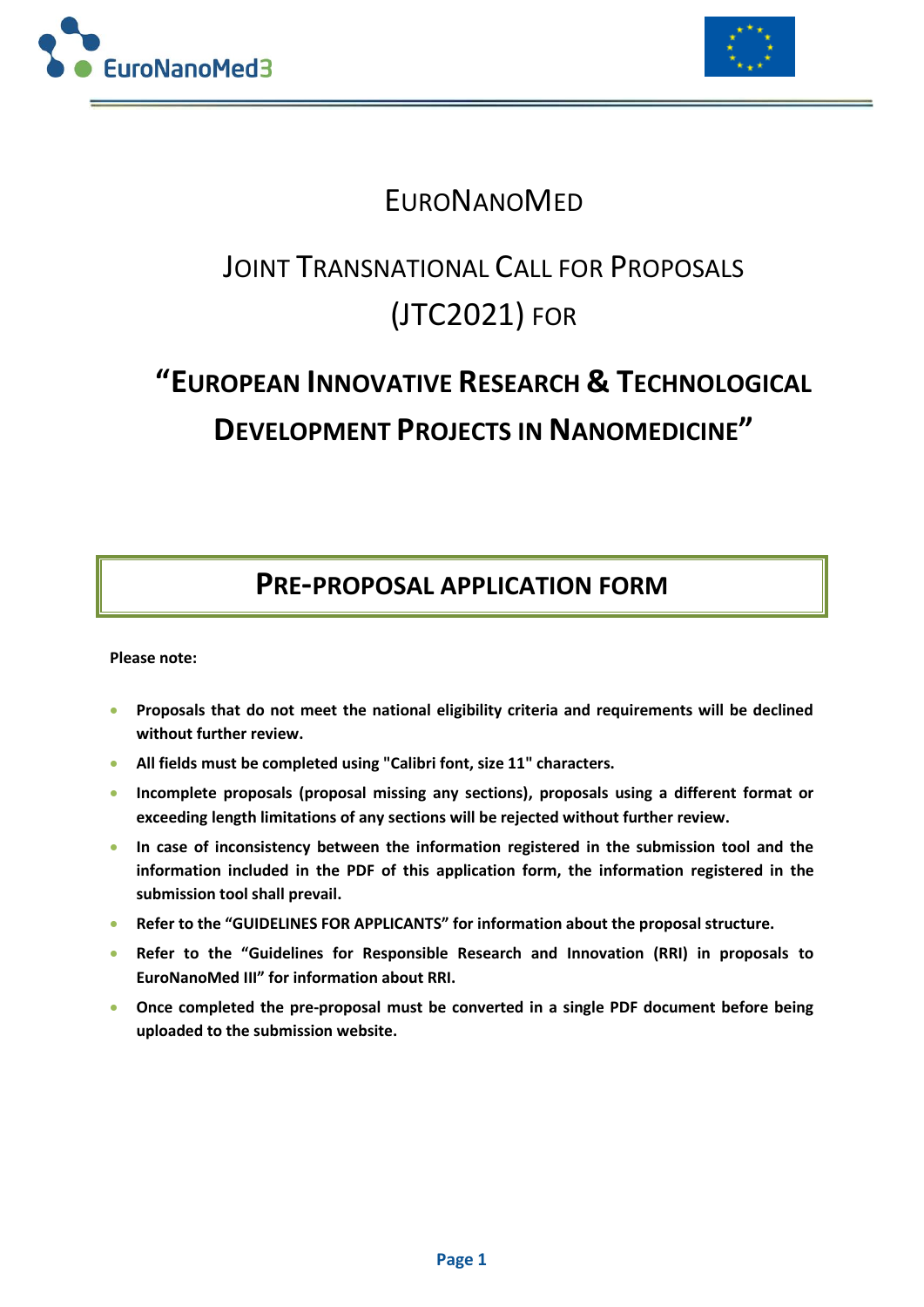# EURONANOMED

## JOINT TRANSNATIONAL CALL FOR PROPOSALS (JTC2021) FOR

## "EUROPEAN INNOVATIVE RESEARCH & TECHNOLOGICAL DEVELOPMENT PROJECTS IN NANOMEDICINE"

## PRE-PROPOSAL APPLICATION FORM

**Please note:**

- **Proposals that do not meet the national eligibility criteria and requirements will be declined without further review.**
- **All fields must be completed using "Calibri font, size 11" characters.**
- **Incomplete proposals (proposal missing any sections), proposals using a different format or exceeding length limitations of any sections will be rejected without further review.**
- **In case of inconsistency between the information registered in the submission tool and the information included in the PDF of this application form, the information registered in the submission tool shall prevail.**
- **Refer to the "GUIDELINES FOR APPLICANTS" for information about the proposal structure.**
- **Refer to the "Guidelines for Responsible Research and Innovation (RRI) in proposals to EuroNanoMed III" for information about RRI.**
- **Once completed the pre-proposal must be converted in a single PDF document before being uploaded to the submission website.**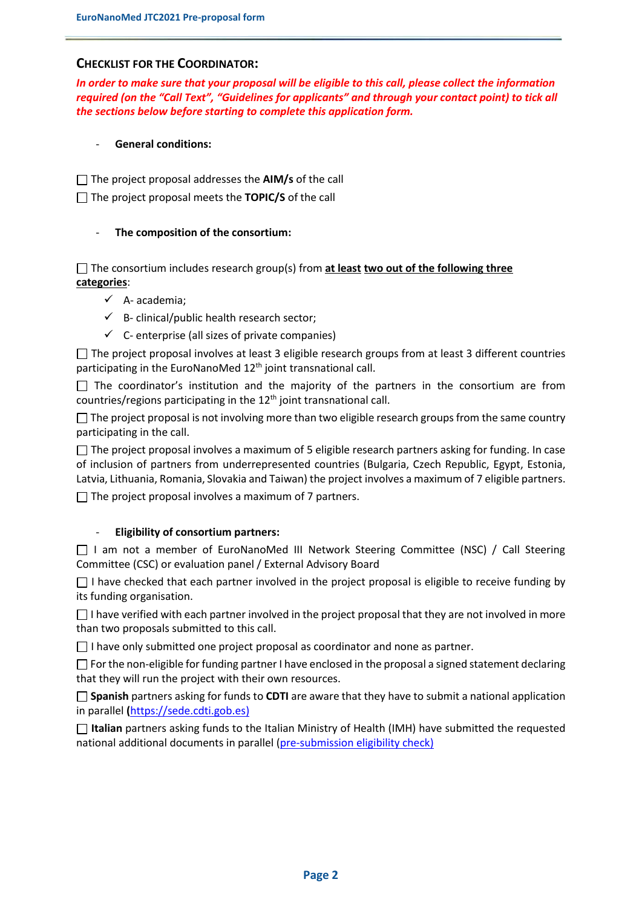## CHECKLIST FOR THE COORDINATOR:

***In order to make sure that your proposal will be eligible to this call, please collect the information required (on the "Call Text", "Guidelines for applicants" and through your contact point) to tick all the sections below before starting to complete this application form.***

- **General conditions:**

☐ The project proposal addresses the **AIM/s** of the call

☐ The project proposal meets the **TOPIC/S** of the call

- **The composition of the consortium:**

☐ The consortium includes research group(s) from **at least two out of the following three categories**:

- ✓ A- academia;
- ✓ B- clinical/public health research sector;
- ✓ C- enterprise (all sizes of private companies)

☐ The project proposal involves at least 3 eligible research groups from at least 3 different countries participating in the EuroNanoMed 12th joint transnational call.

☐ The coordinator's institution and the majority of the partners in the consortium are from countries/regions participating in the 12th joint transnational call.

☐ The project proposal is not involving more than two eligible research groups from the same country participating in the call.

☐ The project proposal involves a maximum of 5 eligible research partners asking for funding. In case of inclusion of partners from underrepresented countries (Bulgaria, Czech Republic, Egypt, Estonia, Latvia, Lithuania, Romania, Slovakia and Taiwan) the project involves a maximum of 7 eligible partners.

☐ The project proposal involves a maximum of 7 partners.

- **Eligibility of consortium partners:**

☐ I am not a member of EuroNanoMed III Network Steering Committee (NSC) / Call Steering Committee (CSC) or evaluation panel / External Advisory Board

☐ I have checked that each partner involved in the project proposal is eligible to receive funding by its funding organisation.

☐ I have verified with each partner involved in the project proposal that they are not involved in more than two proposals submitted to this call.

☐ I have only submitted one project proposal as coordinator and none as partner.

☐ For the non-eligible for funding partner I have enclosed in the proposal a signed statement declaring that they will run the project with their own resources.

☐ **Spanish** partners asking for funds to **CDTI** are aware that they have to submit a national application in parallel **(**https://sede.cdti.gob.es)

☐ **Italian** partners asking funds to the Italian Ministry of Health (IMH) have submitted the requested national additional documents in parallel (pre-submission eligibility check)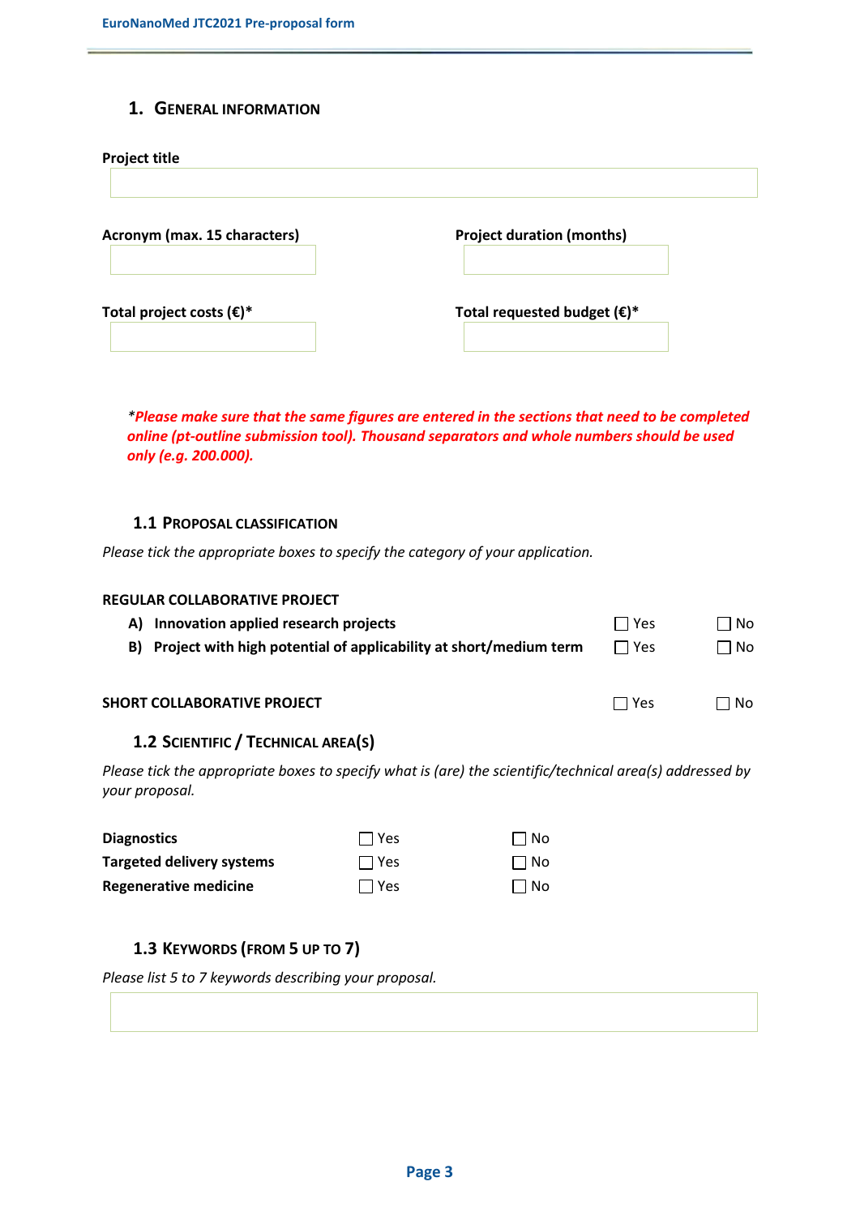## 1. General Information

**Project title**

**Acronym (max. 15 characters)**

**Project duration (months)**

**Total project costs (€)***

**Total requested budget (€)***

**_*Please make sure that the same figures are entered in the sections that need to be completed online (pt-outline submission tool). Thousand separators and whole numbers should be used only (e.g. 200.000)._**

### 1.1 Proposal classification

*Please tick the appropriate boxes to specify the category of your application.*

**REGULAR COLLABORATIVE PROJECT**

| | | |
|---|---|---|
| **A) Innovation applied research projects** | ☐ Yes | ☐ No |
| **B) Project with high potential of applicability at short/medium term** | ☐ Yes | ☐ No |

| | | |
|---|---|---|
| **SHORT COLLABORATIVE PROJECT** | ☐ Yes | ☐ No |

### 1.2 Scientific / Technical area(s)

*Please tick the appropriate boxes to specify what is (are) the scientific/technical area(s) addressed by your proposal.*

| | | |
|---|---|---|
| **Diagnostics** | ☐ Yes | ☐ No |
| **Targeted delivery systems** | ☐ Yes | ☐ No |
| **Regenerative medicine** | ☐ Yes | ☐ No |

### 1.3 Keywords (from 5 up to 7)

*Please list 5 to 7 keywords describing your proposal.*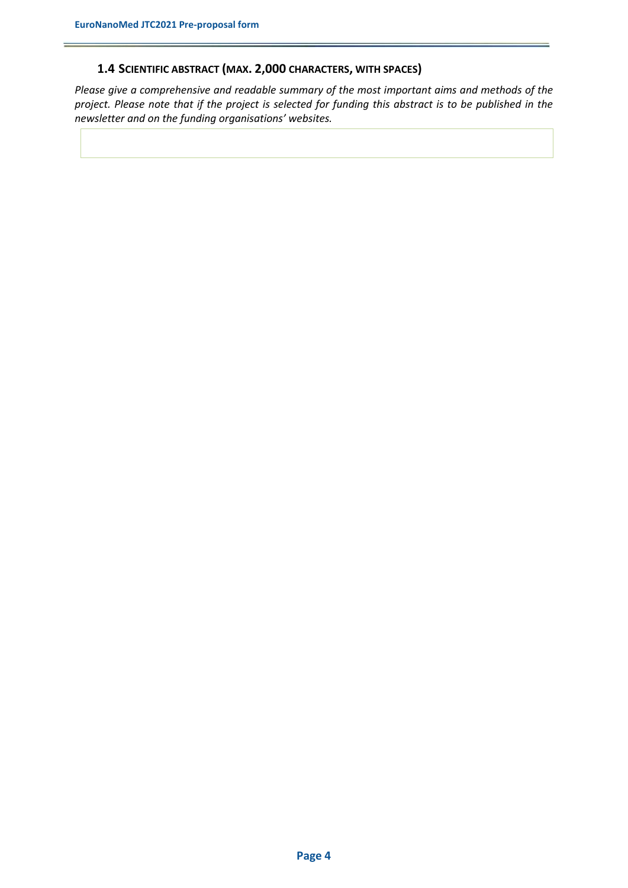### 1.4 Scientific abstract (max. 2,000 characters, with spaces)

*Please give a comprehensive and readable summary of the most important aims and methods of the project. Please note that if the project is selected for funding this abstract is to be published in the newsletter and on the funding organisations' websites.*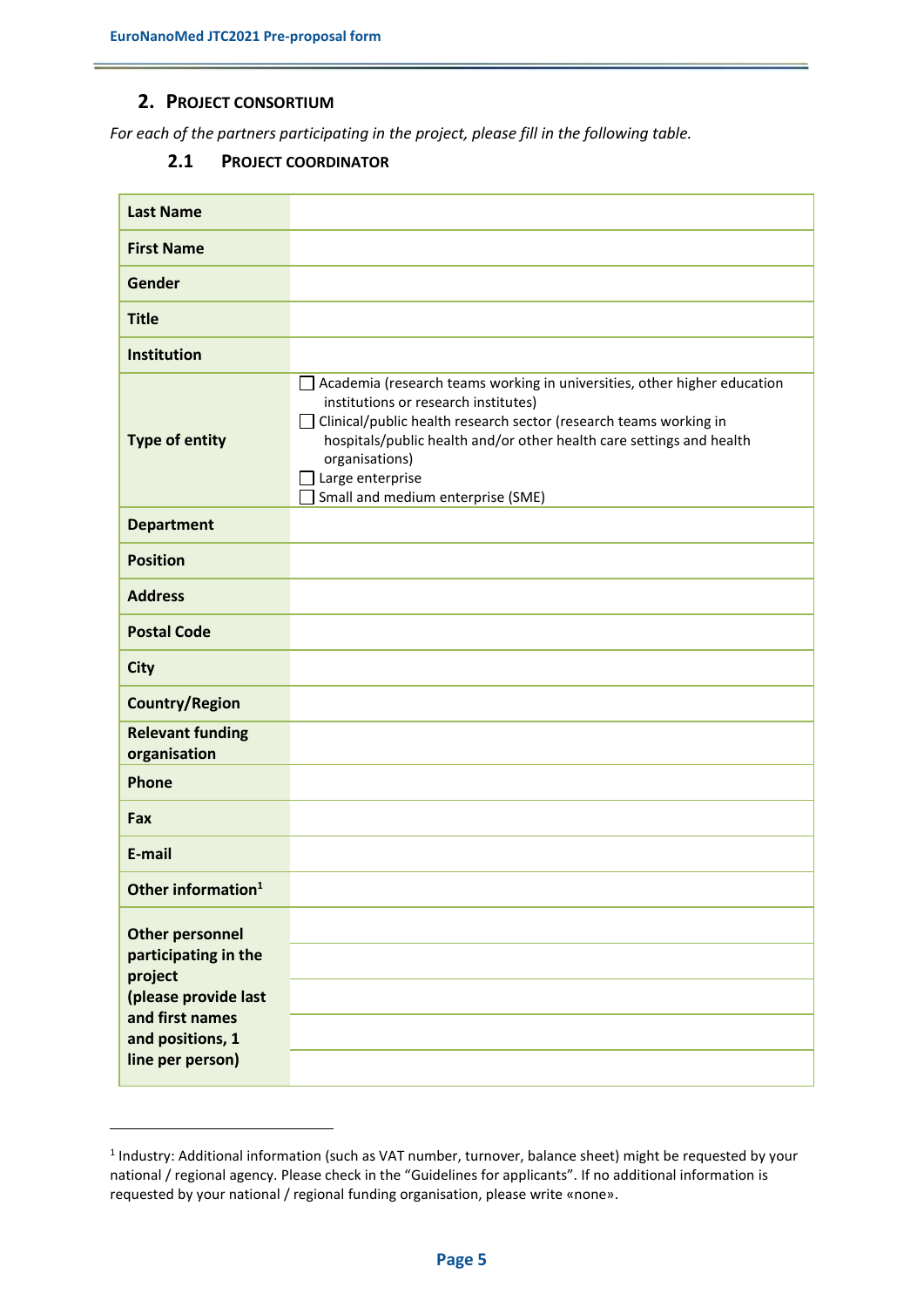## 2. Project consortium

*For each of the partners participating in the project, please fill in the following table.*

### 2.1 Project coordinator

| | |
|---|---|
| **Last Name** | |
| **First Name** | |
| **Gender** | |
| **Title** | |
| **Institution** | |
| **Type of entity** | ☐ Academia (research teams working in universities, other higher education institutions or research institutes)<br>☐ Clinical/public health research sector (research teams working in hospitals/public health and/or other health care settings and health organisations)<br>☐ Large enterprise<br>☐ Small and medium enterprise (SME) |
| **Department** | |
| **Position** | |
| **Address** | |
| **Postal Code** | |
| **City** | |
| **Country/Region** | |
| **Relevant funding organisation** | |
| **Phone** | |
| **Fax** | |
| **E-mail** | |
| **Other information**[1] | |
| **Other personnel participating in the project (please provide last and first names and positions, 1 line per person)** | |
| | |
| | |
| | |
| | |

[1] Industry: Additional information (such as VAT number, turnover, balance sheet) might be requested by your national / regional agency. Please check in the "Guidelines for applicants". If no additional information is requested by your national / regional funding organisation, please write «none».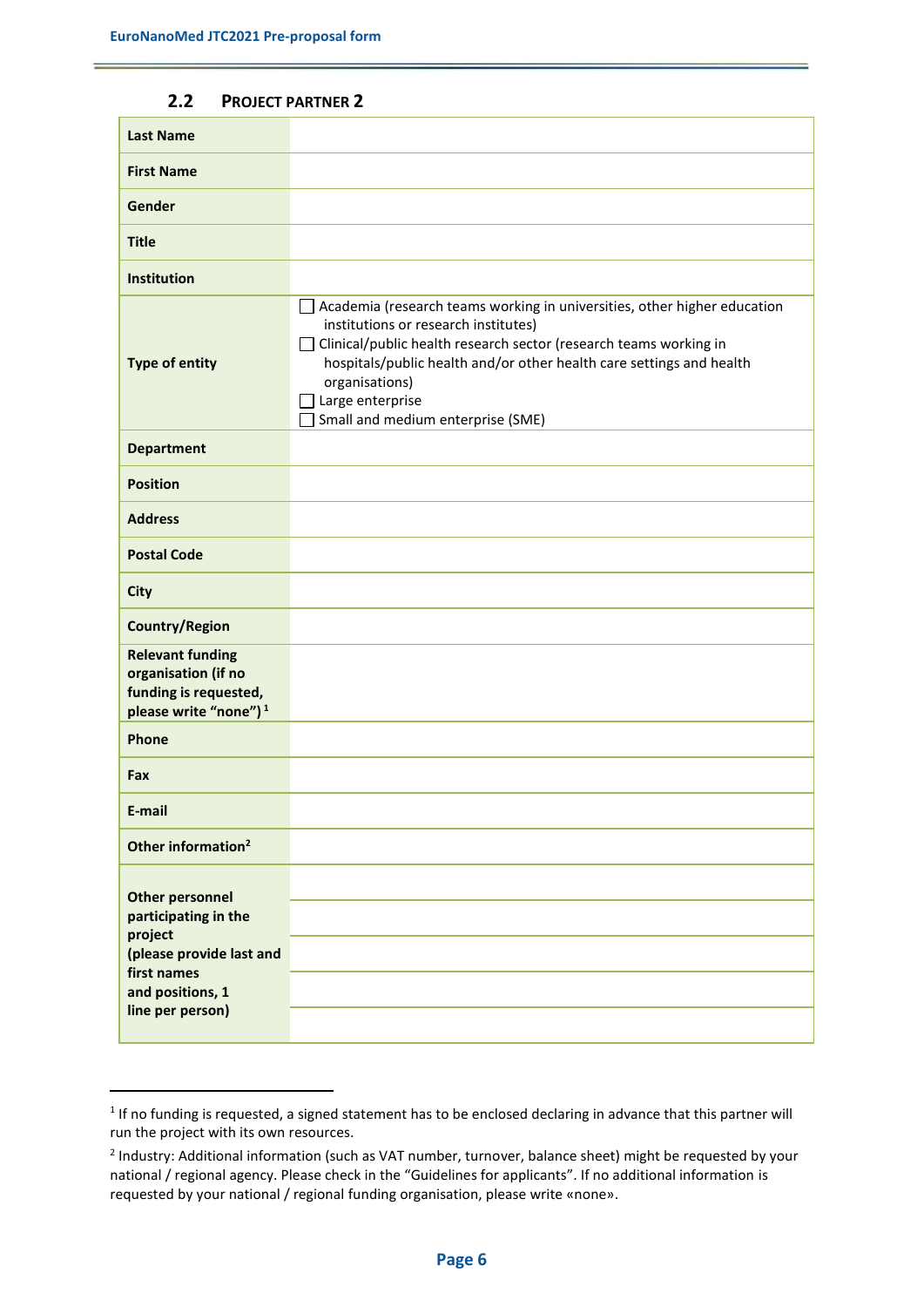## 2.2 PROJECT PARTNER 2

| | |
|---|---|
| **Last Name** | |
| **First Name** | |
| **Gender** | |
| **Title** | |
| **Institution** | |
| **Type of entity** | ☐ Academia (research teams working in universities, other higher education institutions or research institutes)<br>☐ Clinical/public health research sector (research teams working in hospitals/public health and/or other health care settings and health organisations)<br>☐ Large enterprise<br>☐ Small and medium enterprise (SME) |
| **Department** | |
| **Position** | |
| **Address** | |
| **Postal Code** | |
| **City** | |
| **Country/Region** | |
| **Relevant funding organisation (if no funding is requested, please write "none")** [1] | |
| **Phone** | |
| **Fax** | |
| **E-mail** | |
| **Other information**[2] | |
| **Other personnel participating in the project (please provide last and first names and positions, 1 line per person)** | |
| | |
| | |
| | |
| | |

[1] If no funding is requested, a signed statement has to be enclosed declaring in advance that this partner will run the project with its own resources.

[2] Industry: Additional information (such as VAT number, turnover, balance sheet) might be requested by your national / regional agency. Please check in the "Guidelines for applicants". If no additional information is requested by your national / regional funding organisation, please write «none».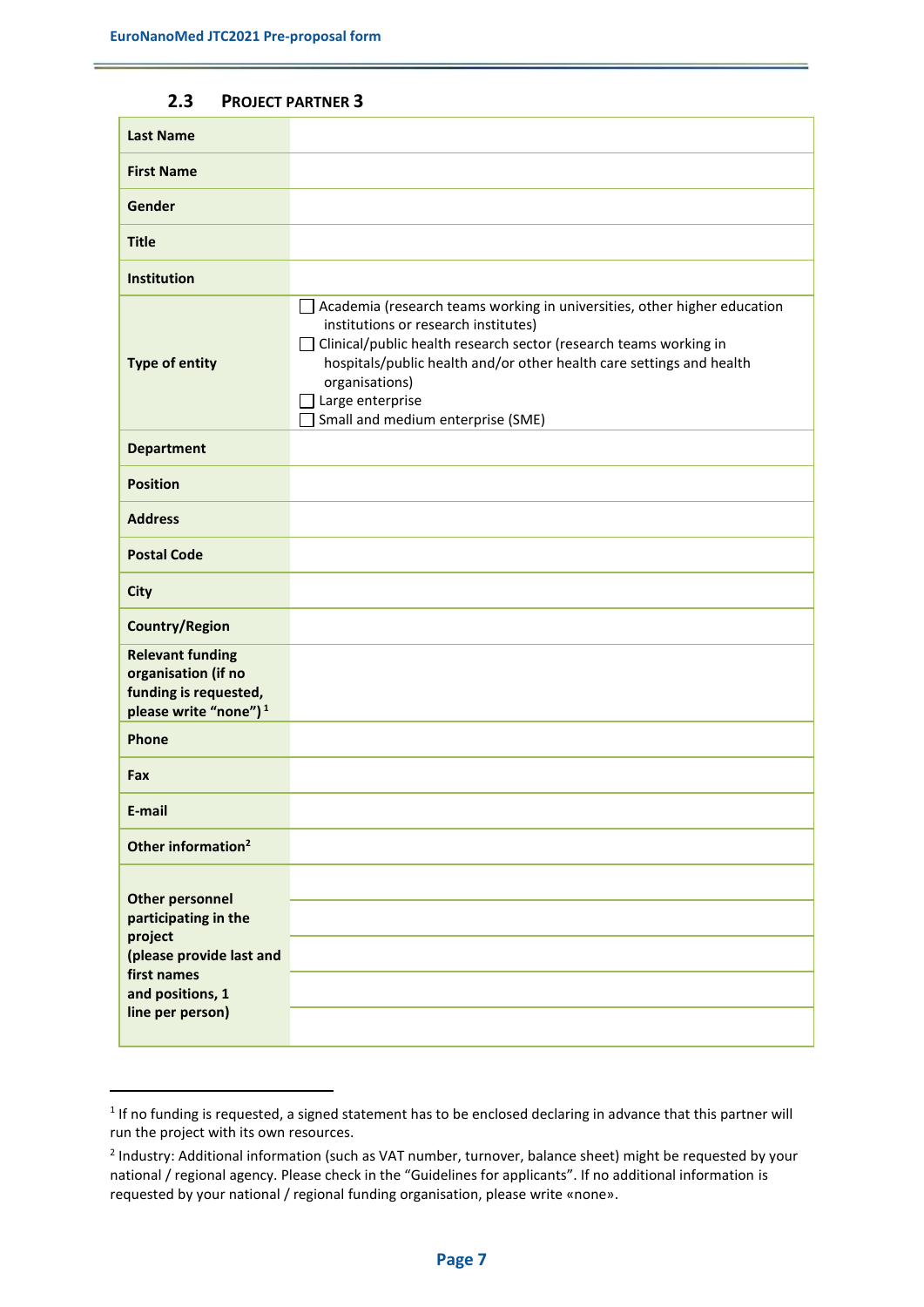## 2.3 PROJECT PARTNER 3

| | |
|---|---|
| **Last Name** | |
| **First Name** | |
| **Gender** | |
| **Title** | |
| **Institution** | |
| **Type of entity** | ☐ Academia (research teams working in universities, other higher education institutions or research institutes)<br>☐ Clinical/public health research sector (research teams working in hospitals/public health and/or other health care settings and health organisations)<br>☐ Large enterprise<br>☐ Small and medium enterprise (SME) |
| **Department** | |
| **Position** | |
| **Address** | |
| **Postal Code** | |
| **City** | |
| **Country/Region** | |
| **Relevant funding organisation (if no funding is requested, please write "none")** [1] | |
| **Phone** | |
| **Fax** | |
| **E-mail** | |
| **Other information**[2] | |
| **Other personnel participating in the project (please provide last and first names and positions, 1 line per person)** | |
| | |
| | |
| | |
| | |

[1] If no funding is requested, a signed statement has to be enclosed declaring in advance that this partner will run the project with its own resources.

[2] Industry: Additional information (such as VAT number, turnover, balance sheet) might be requested by your national / regional agency. Please check in the "Guidelines for applicants". If no additional information is requested by your national / regional funding organisation, please write «none».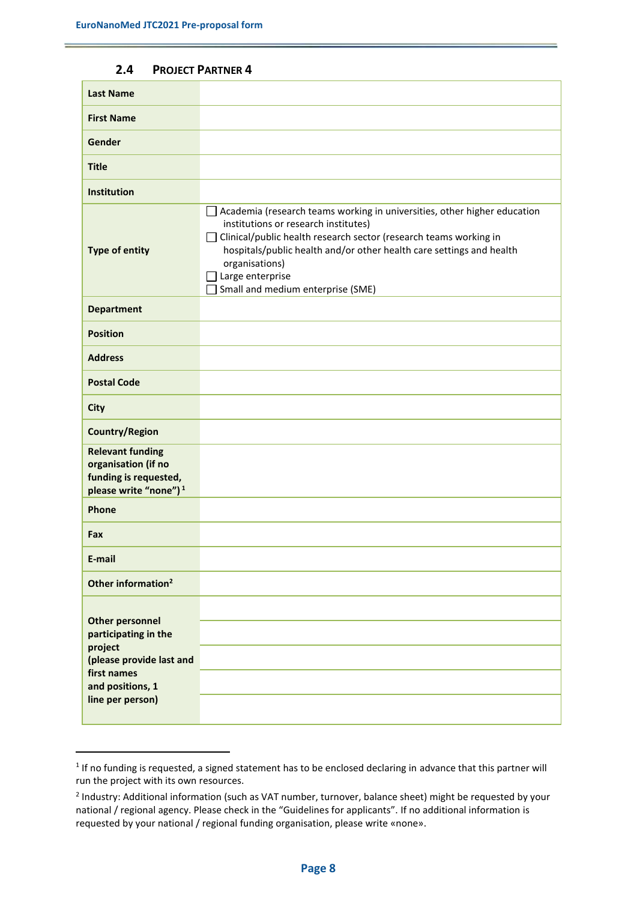## 2.4 Project Partner 4

| | |
|---|---|
| **Last Name** | |
| **First Name** | |
| **Gender** | |
| **Title** | |
| **Institution** | |
| **Type of entity** | ☐ Academia (research teams working in universities, other higher education institutions or research institutes)<br>☐ Clinical/public health research sector (research teams working in hospitals/public health and/or other health care settings and health organisations)<br>☐ Large enterprise<br>☐ Small and medium enterprise (SME) |
| **Department** | |
| **Position** | |
| **Address** | |
| **Postal Code** | |
| **City** | |
| **Country/Region** | |
| **Relevant funding organisation (if no funding is requested, please write "none")** [1] | |
| **Phone** | |
| **Fax** | |
| **E-mail** | |
| **Other information**[2] | |
| **Other personnel participating in the project (please provide last and first names and positions, 1 line per person)** | |
| | |
| | |
| | |
| | |

[1] If no funding is requested, a signed statement has to be enclosed declaring in advance that this partner will run the project with its own resources.

[2] Industry: Additional information (such as VAT number, turnover, balance sheet) might be requested by your national / regional agency. Please check in the "Guidelines for applicants". If no additional information is requested by your national / regional funding organisation, please write «none».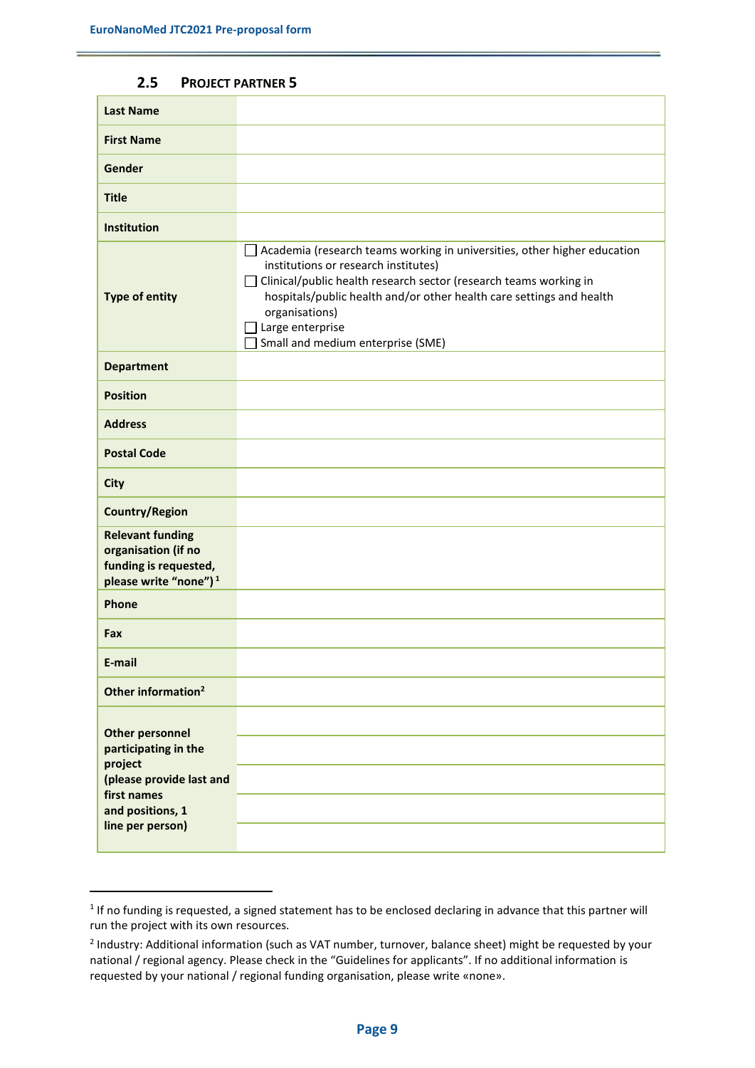### 2.5 PROJECT PARTNER 5

| | |
|---|---|
| **Last Name** | |
| **First Name** | |
| **Gender** | |
| **Title** | |
| **Institution** | |
| **Type of entity** | ☐ Academia (research teams working in universities, other higher education institutions or research institutes)<br>☐ Clinical/public health research sector (research teams working in hospitals/public health and/or other health care settings and health organisations)<br>☐ Large enterprise<br>☐ Small and medium enterprise (SME) |
| **Department** | |
| **Position** | |
| **Address** | |
| **Postal Code** | |
| **City** | |
| **Country/Region** | |
| **Relevant funding organisation (if no funding is requested, please write "none")** [1] | |
| **Phone** | |
| **Fax** | |
| **E-mail** | |
| **Other information**[2] | |
| **Other personnel participating in the project (please provide last and first names and positions, 1 line per person)** | |
| | |
| | |
| | |
| | |

[1] If no funding is requested, a signed statement has to be enclosed declaring in advance that this partner will run the project with its own resources.

[2] Industry: Additional information (such as VAT number, turnover, balance sheet) might be requested by your national / regional agency. Please check in the "Guidelines for applicants". If no additional information is requested by your national / regional funding organisation, please write «none».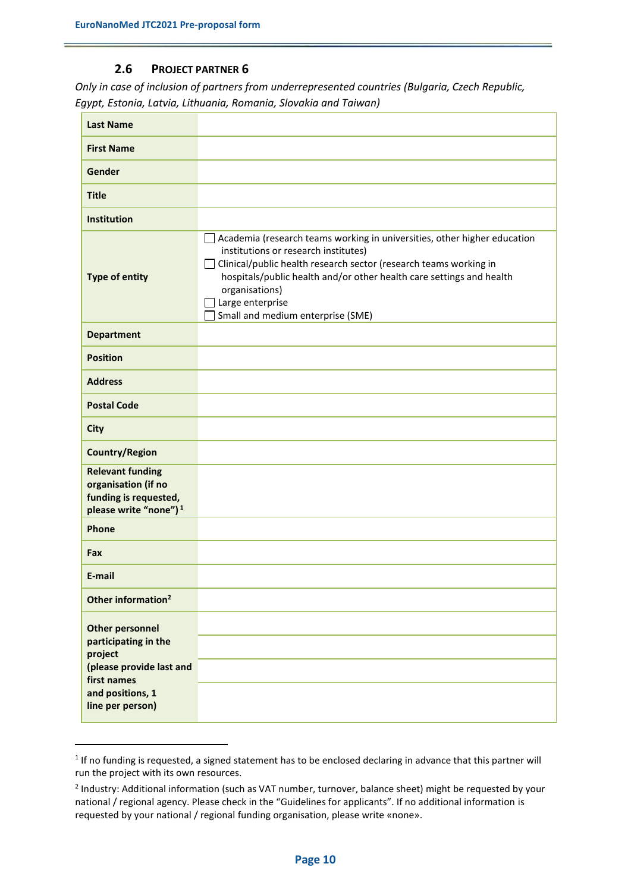## 2.6 PROJECT PARTNER 6

*Only in case of inclusion of partners from underrepresented countries (Bulgaria, Czech Republic, Egypt, Estonia, Latvia, Lithuania, Romania, Slovakia and Taiwan)*

| | |
|---|---|
| **Last Name** | |
| **First Name** | |
| **Gender** | |
| **Title** | |
| **Institution** | |
| **Type of entity** | ☐ Academia (research teams working in universities, other higher education institutions or research institutes)<br>☐ Clinical/public health research sector (research teams working in hospitals/public health and/or other health care settings and health organisations)<br>☐ Large enterprise<br>☐ Small and medium enterprise (SME) |
| **Department** | |
| **Position** | |
| **Address** | |
| **Postal Code** | |
| **City** | |
| **Country/Region** | |
| **Relevant funding organisation (if no funding is requested, please write "none")** [1] | |
| **Phone** | |
| **Fax** | |
| **E-mail** | |
| **Other information**[2] | |
| **Other personnel participating in the project (please provide last and first names and positions, 1 line per person)** | |
| | |
| | |
| | |

[1] If no funding is requested, a signed statement has to be enclosed declaring in advance that this partner will run the project with its own resources.

[2] Industry: Additional information (such as VAT number, turnover, balance sheet) might be requested by your national / regional agency. Please check in the "Guidelines for applicants". If no additional information is requested by your national / regional funding organisation, please write «none».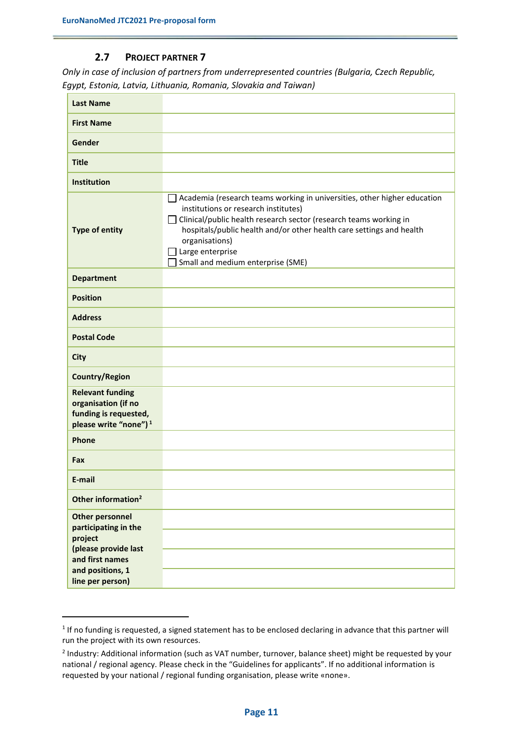### 2.7 Project Partner 7

*Only in case of inclusion of partners from underrepresented countries (Bulgaria, Czech Republic, Egypt, Estonia, Latvia, Lithuania, Romania, Slovakia and Taiwan)*

| | |
|---|---|
| **Last Name** | |
| **First Name** | |
| **Gender** | |
| **Title** | |
| **Institution** | |
| **Type of entity** | ☐ Academia (research teams working in universities, other higher education institutions or research institutes)<br>☐ Clinical/public health research sector (research teams working in hospitals/public health and/or other health care settings and health organisations)<br>☐ Large enterprise<br>☐ Small and medium enterprise (SME) |
| **Department** | |
| **Position** | |
| **Address** | |
| **Postal Code** | |
| **City** | |
| **Country/Region** | |
| **Relevant funding organisation (if no funding is requested, please write "none")** [1] | |
| **Phone** | |
| **Fax** | |
| **E-mail** | |
| **Other information**[2] | |
| **Other personnel participating in the project (please provide last and first names and positions, 1 line per person)** | |
| | |
| | |
| | |

[1] If no funding is requested, a signed statement has to be enclosed declaring in advance that this partner will run the project with its own resources.

[2] Industry: Additional information (such as VAT number, turnover, balance sheet) might be requested by your national / regional agency. Please check in the "Guidelines for applicants". If no additional information is requested by your national / regional funding organisation, please write «none».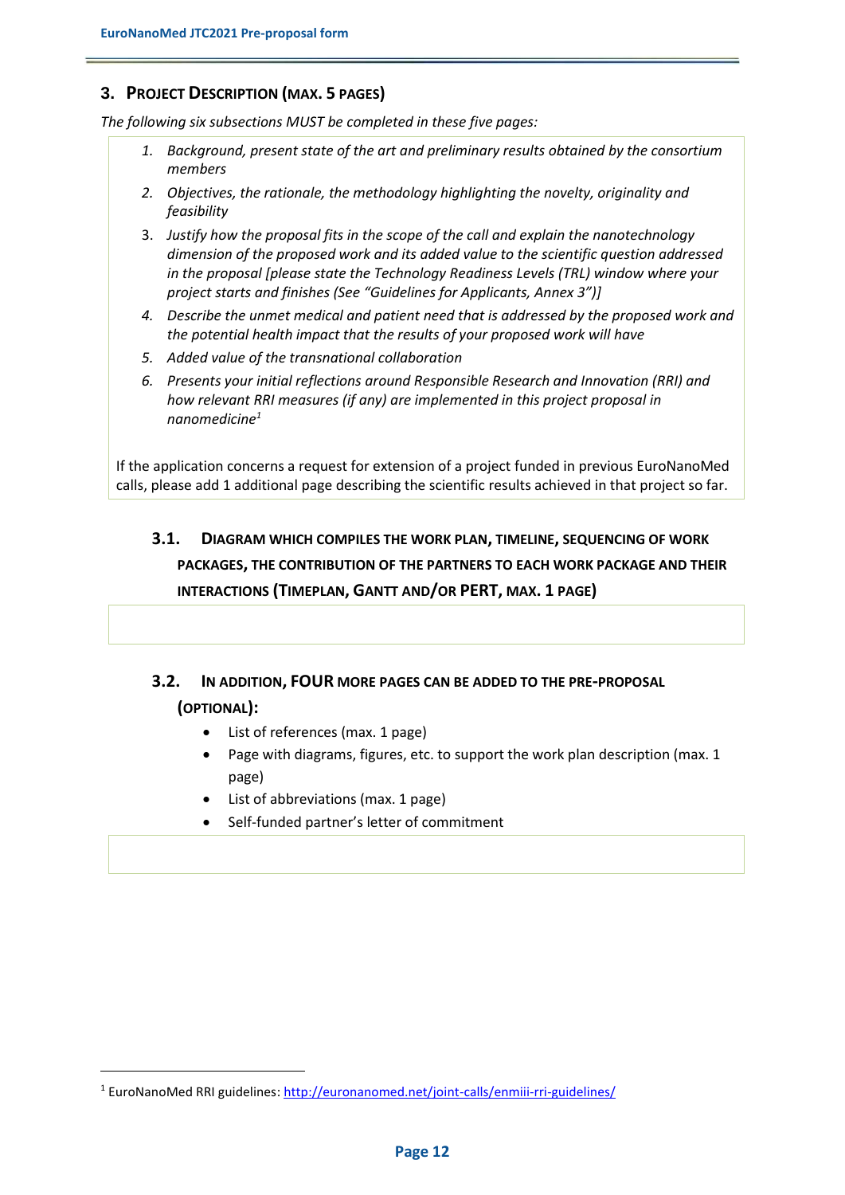## 3. Project Description (max. 5 pages)

*The following six subsections MUST be completed in these five pages:*

1. *Background, present state of the art and preliminary results obtained by the consortium members*
2. *Objectives, the rationale, the methodology highlighting the novelty, originality and feasibility*
3. *Justify how the proposal fits in the scope of the call and explain the nanotechnology dimension of the proposed work and its added value to the scientific question addressed in the proposal [please state the Technology Readiness Levels (TRL) window where your project starts and finishes (See "Guidelines for Applicants, Annex 3")]*
4. *Describe the unmet medical and patient need that is addressed by the proposed work and the potential health impact that the results of your proposed work will have*
5. *Added value of the transnational collaboration*
6. *Presents your initial reflections around Responsible Research and Innovation (RRI) and how relevant RRI measures (if any) are implemented in this project proposal in nanomedicine*[1]

If the application concerns a request for extension of a project funded in previous EuroNanoMed calls, please add 1 additional page describing the scientific results achieved in that project so far.

### 3.1. Diagram which compiles the work plan, timeline, sequencing of work packages, the contribution of the partners to each work package and their interactions (Timeplan, Gantt and/or PERT, max. 1 page)

### 3.2. In addition, FOUR more pages can be added to the pre-proposal (optional):

- List of references (max. 1 page)
- Page with diagrams, figures, etc. to support the work plan description (max. 1 page)
- List of abbreviations (max. 1 page)
- Self-funded partner's letter of commitment

[1] EuroNanoMed RRI guidelines: http://euronanomed.net/joint-calls/enmiii-rri-guidelines/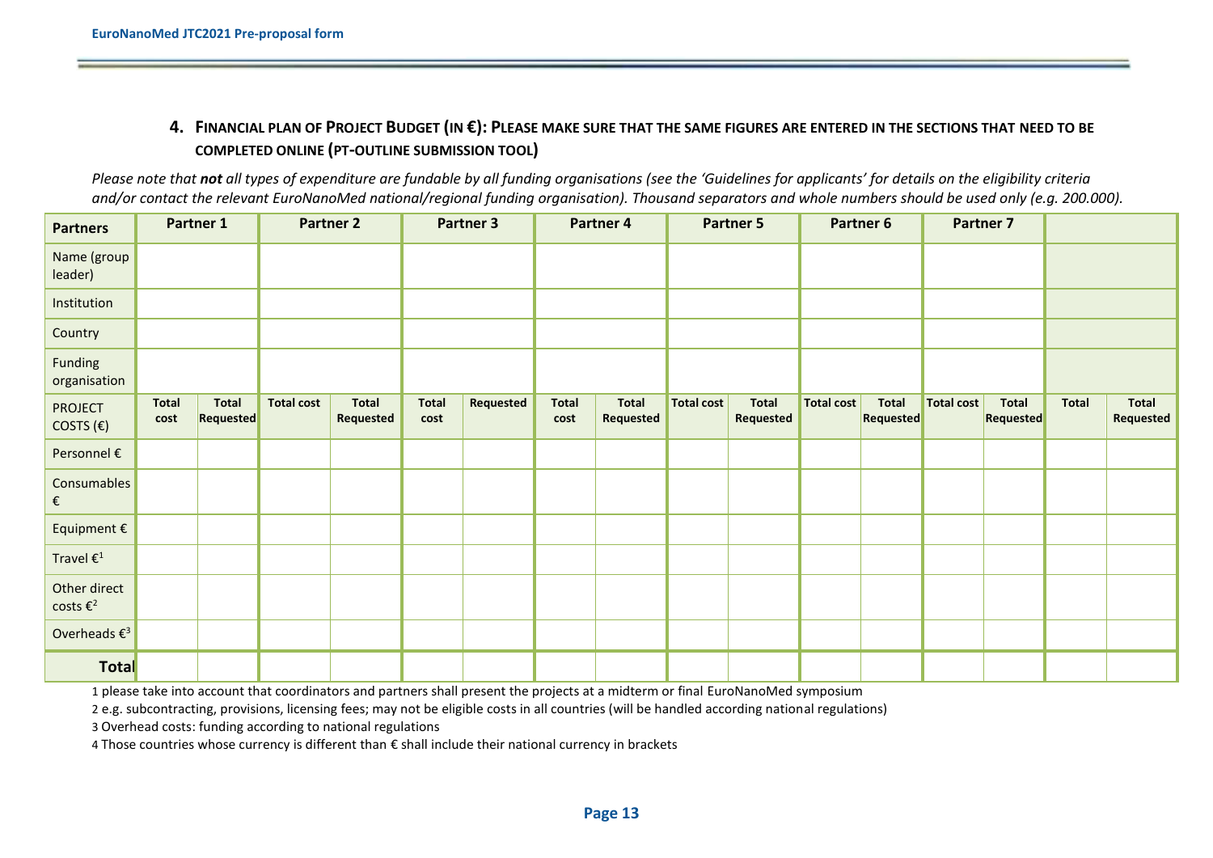## 4. Financial plan of Project Budget (in €): Please make sure that the same figures are entered in the sections that need to be completed online (PT-outline submission tool)

*Please note that **not** all types of expenditure are fundable by all funding organisations (see the 'Guidelines for applicants' for details on the eligibility criteria and/or contact the relevant EuroNanoMed national/regional funding organisation). Thousand separators and whole numbers should be used only (e.g. 200.000).*

| **Partners** | **Partner 1** | | **Partner 2** | | **Partner 3** | | **Partner 4** | | **Partner 5** | | **Partner 6** | | **Partner 7** | | | |
|---|---|---|---|---|---|---|---|---|---|---|---|---|---|---|---|---|
| Name (group leader) | | | | | | | | | | | | | | | | |
| Institution | | | | | | | | | | | | | | | | |
| Country | | | | | | | | | | | | | | | | |
| Funding organisation | | | | | | | | | | | | | | | | |
| PROJECT COSTS (€) | **Total cost** | **Total Requested** | **Total cost** | **Total Requested** | **Total cost** | **Requested** | **Total cost** | **Total Requested** | **Total cost** | **Total Requested** | **Total cost** | **Total Requested** | **Total cost** | **Total Requested** | **Total** | **Total Requested** |
| Personnel € | | | | | | | | | | | | | | | | |
| Consumables € | | | | | | | | | | | | | | | | |
| Equipment € | | | | | | | | | | | | | | | | |
| Travel €[1] | | | | | | | | | | | | | | | | |
| Other direct costs €[2] | | | | | | | | | | | | | | | | |
| Overheads €[3] | | | | | | | | | | | | | | | | |
| **Total** | | | | | | | | | | | | | | | | |

1 please take into account that coordinators and partners shall present the projects at a midterm or final EuroNanoMed symposium

2 e.g. subcontracting, provisions, licensing fees; may not be eligible costs in all countries (will be handled according national regulations)

3 Overhead costs: funding according to national regulations

4 Those countries whose currency is different than € shall include their national currency in brackets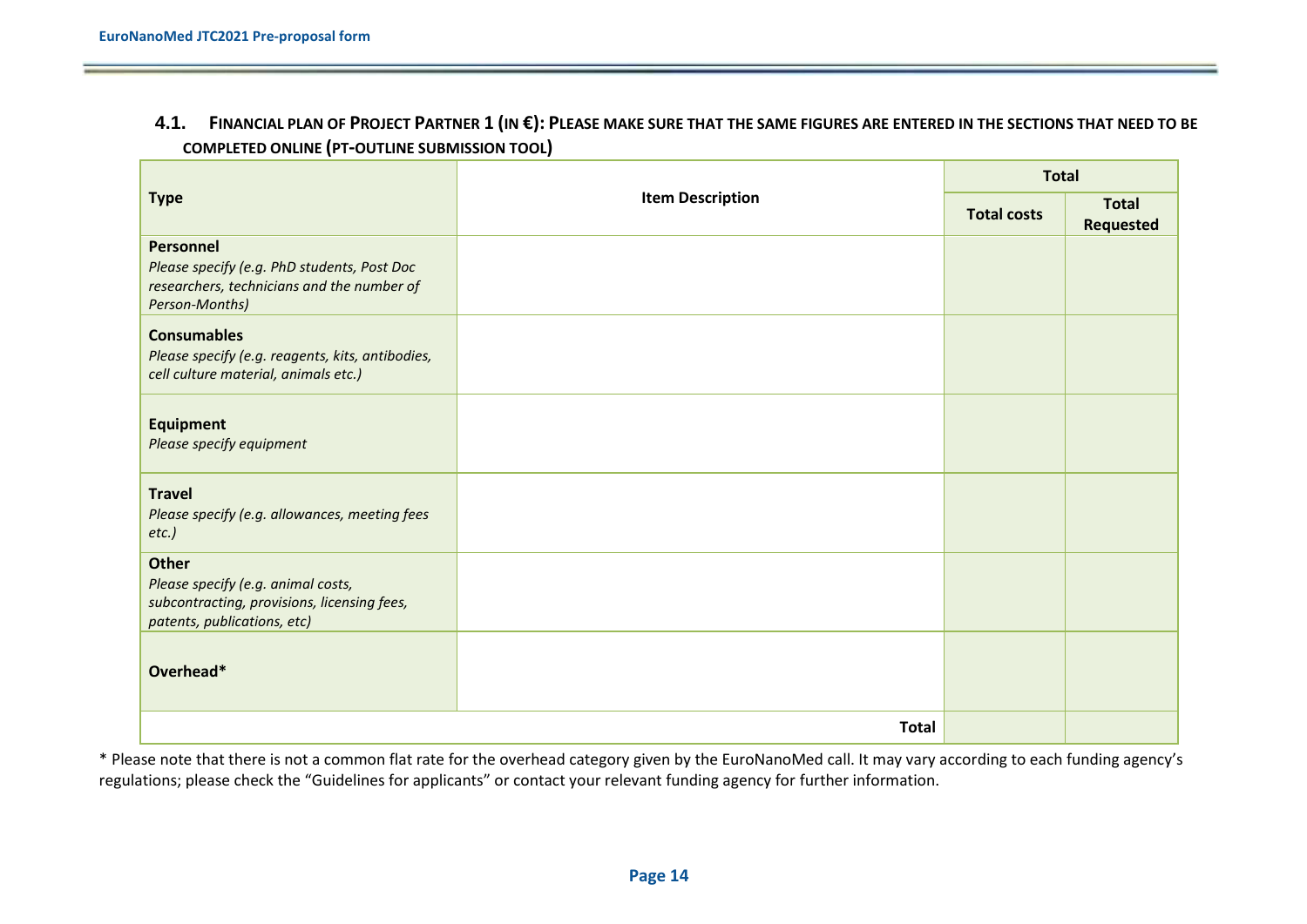### 4.1. FINANCIAL PLAN OF PROJECT PARTNER 1 (IN €): PLEASE MAKE SURE THAT THE SAME FIGURES ARE ENTERED IN THE SECTIONS THAT NEED TO BE COMPLETED ONLINE (PT-OUTLINE SUBMISSION TOOL)

| Type | Item Description | Total | |
|---|---|---|---|
| | | Total costs | Total Requested |
| **Personnel**<br>*Please specify (e.g. PhD students, Post Doc researchers, technicians and the number of Person-Months)* | | | |
| **Consumables**<br>*Please specify (e.g. reagents, kits, antibodies, cell culture material, animals etc.)* | | | |
| **Equipment**<br>*Please specify equipment* | | | |
| **Travel**<br>*Please specify (e.g. allowances, meeting fees etc.)* | | | |
| **Other**<br>*Please specify (e.g. animal costs, subcontracting, provisions, licensing fees, patents, publications, etc)* | | | |
| **Overhead*** | | | |
| | **Total** | | |

* Please note that there is not a common flat rate for the overhead category given by the EuroNanoMed call. It may vary according to each funding agency's regulations; please check the "Guidelines for applicants" or contact your relevant funding agency for further information.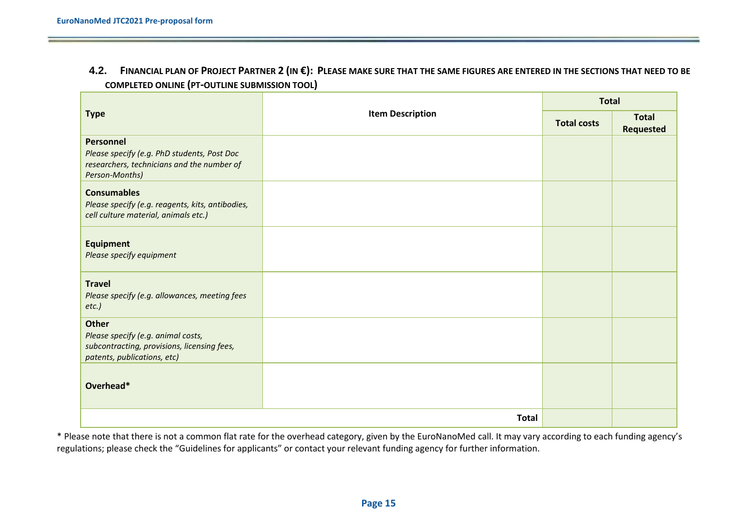### 4.2. Financial plan of Project Partner 2 (in €): Please make sure that the same figures are entered in the sections that need to be completed online (PT-Outline submission tool)

| Type | Item Description | Total | |
|---|---|---|---|
| | | Total costs | Total Requested |
| **Personnel**<br>*Please specify (e.g. PhD students, Post Doc researchers, technicians and the number of Person-Months)* | | | |
| **Consumables**<br>*Please specify (e.g. reagents, kits, antibodies, cell culture material, animals etc.)* | | | |
| **Equipment**<br>*Please specify equipment* | | | |
| **Travel**<br>*Please specify (e.g. allowances, meeting fees etc.)* | | | |
| **Other**<br>*Please specify (e.g. animal costs, subcontracting, provisions, licensing fees, patents, publications, etc)* | | | |
| **Overhead*** | | | |
| | **Total** | | |

* Please note that there is not a common flat rate for the overhead category, given by the EuroNanoMed call. It may vary according to each funding agency's regulations; please check the "Guidelines for applicants" or contact your relevant funding agency for further information.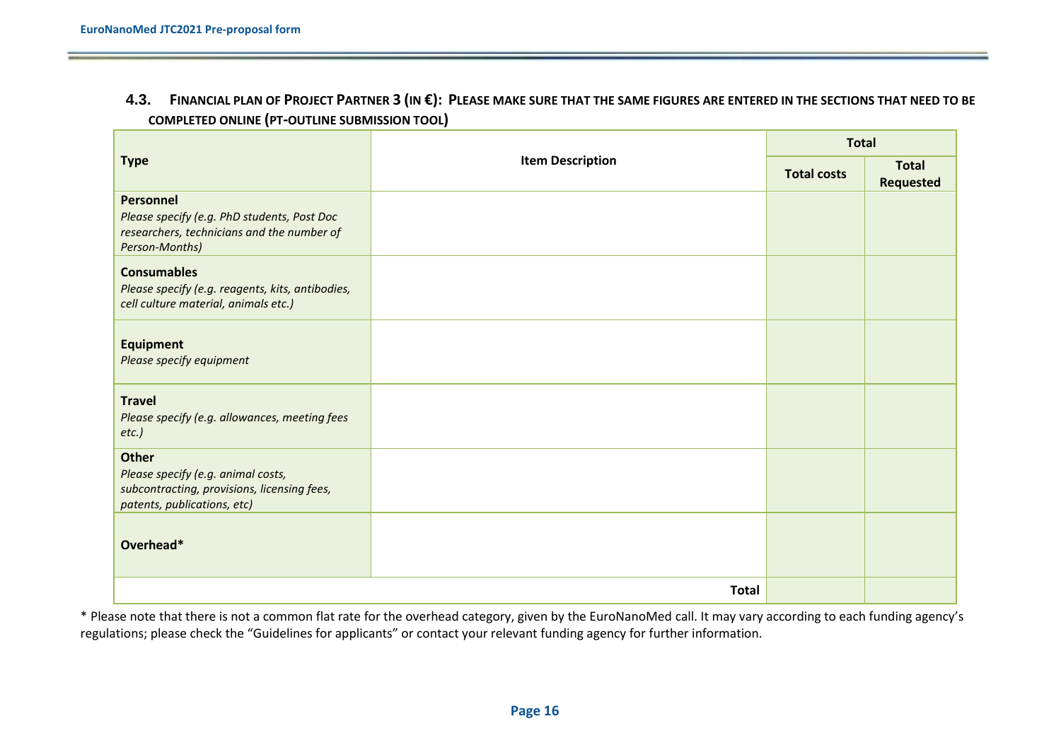### 4.3. Financial plan of Project Partner 3 (in €): Please make sure that the same figures are entered in the sections that need to be completed online (PT-Outline Submission Tool)

| Type | Item Description | Total | |
|---|---|---|---|
| | | **Total costs** | **Total Requested** |
| **Personnel** *Please specify (e.g. PhD students, Post Doc researchers, technicians and the number of Person-Months)* | | | |
| **Consumables** *Please specify (e.g. reagents, kits, antibodies, cell culture material, animals etc.)* | | | |
| **Equipment** *Please specify equipment* | | | |
| **Travel** *Please specify (e.g. allowances, meeting fees etc.)* | | | |
| **Other** *Please specify (e.g. animal costs, subcontracting, provisions, licensing fees, patents, publications, etc)* | | | |
| **Overhead*** | | | |
| | **Total** | | |

* Please note that there is not a common flat rate for the overhead category, given by the EuroNanoMed call. It may vary according to each funding agency's regulations; please check the "Guidelines for applicants" or contact your relevant funding agency for further information.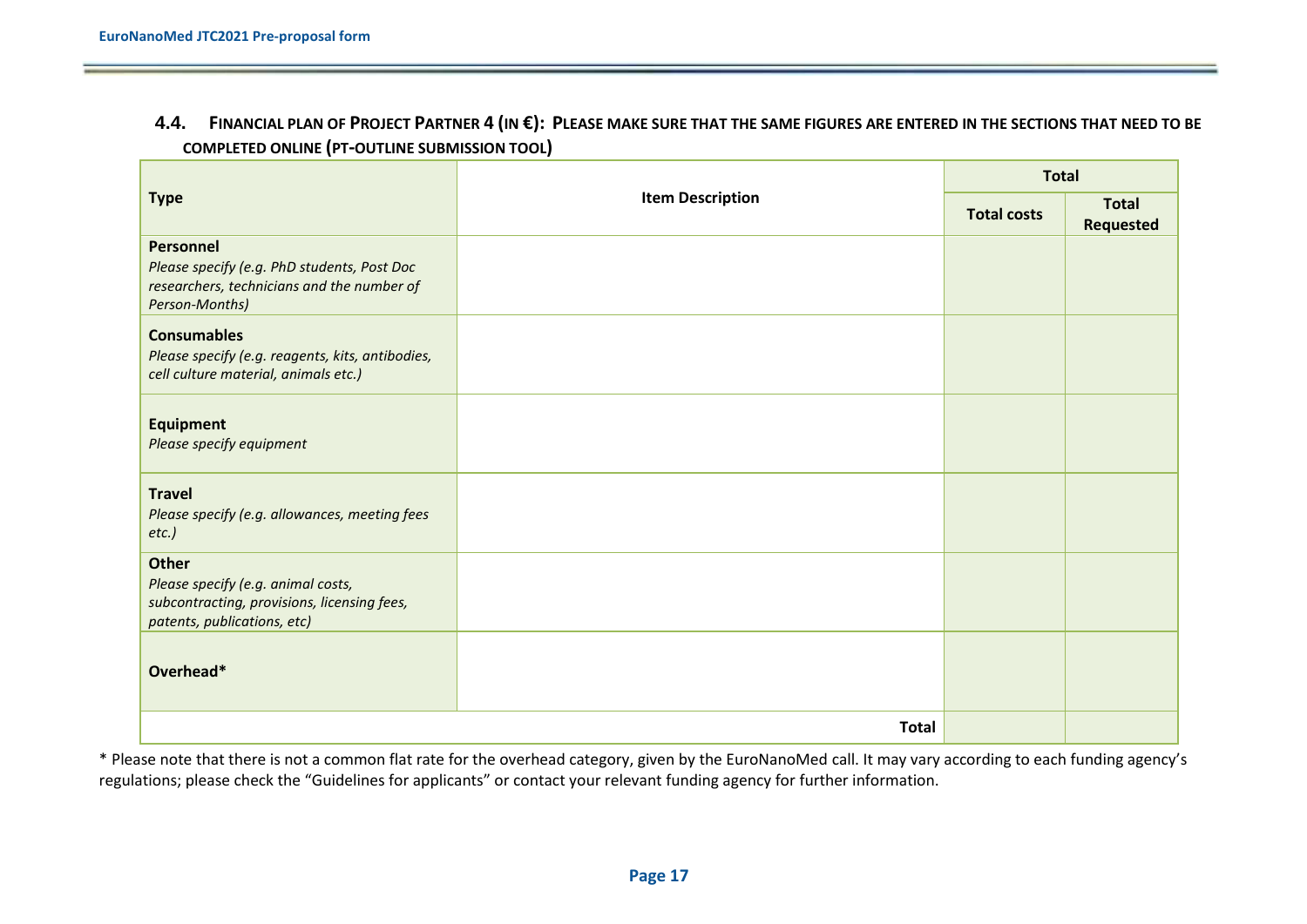### 4.4. Financial plan of Project Partner 4 (in €): Please make sure that the same figures are entered in the sections that need to be completed online (PT-Outline submission tool)

| Type | Item Description | Total | |
|---|---|---|---|
| | | Total costs | Total Requested |
| **Personnel**<br>*Please specify (e.g. PhD students, Post Doc researchers, technicians and the number of Person-Months)* | | | |
| **Consumables**<br>*Please specify (e.g. reagents, kits, antibodies, cell culture material, animals etc.)* | | | |
| **Equipment**<br>*Please specify equipment* | | | |
| **Travel**<br>*Please specify (e.g. allowances, meeting fees etc.)* | | | |
| **Other**<br>*Please specify (e.g. animal costs, subcontracting, provisions, licensing fees, patents, publications, etc)* | | | |
| **Overhead*** | | | |
| | **Total** | | |

* Please note that there is not a common flat rate for the overhead category, given by the EuroNanoMed call. It may vary according to each funding agency's regulations; please check the "Guidelines for applicants" or contact your relevant funding agency for further information.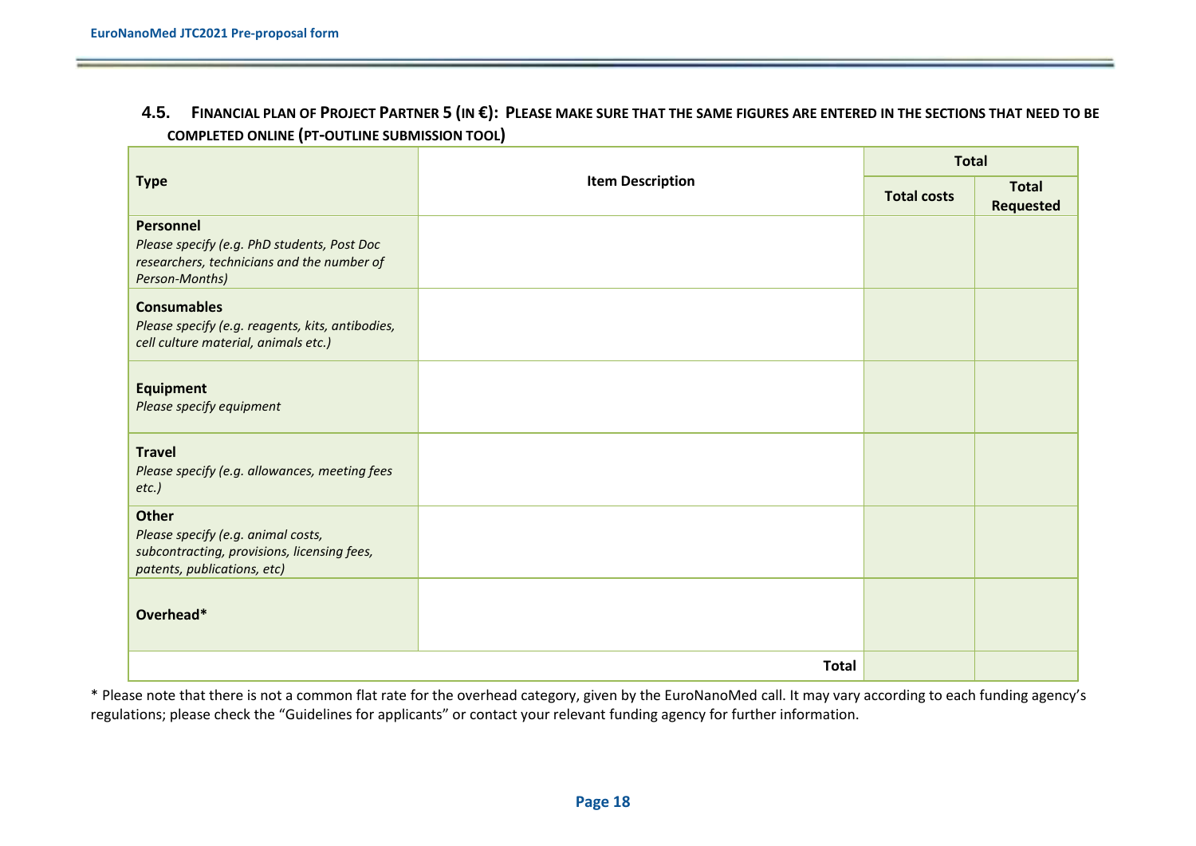### 4.5. Financial plan of Project Partner 5 (in €): Please make sure that the same figures are entered in the sections that need to be completed online (PT-Outline submission tool)

| **Type** | **Item Description** | **Total** | |
|---|---|---|---|
| | | **Total costs** | **Total Requested** |
| **Personnel**<br>*Please specify (e.g. PhD students, Post Doc researchers, technicians and the number of Person-Months)* | | | |
| **Consumables**<br>*Please specify (e.g. reagents, kits, antibodies, cell culture material, animals etc.)* | | | |
| **Equipment**<br>*Please specify equipment* | | | |
| **Travel**<br>*Please specify (e.g. allowances, meeting fees etc.)* | | | |
| **Other**<br>*Please specify (e.g. animal costs, subcontracting, provisions, licensing fees, patents, publications, etc)* | | | |
| **Overhead*** | | | |
| | **Total** | | |

* Please note that there is not a common flat rate for the overhead category, given by the EuroNanoMed call. It may vary according to each funding agency's regulations; please check the "Guidelines for applicants" or contact your relevant funding agency for further information.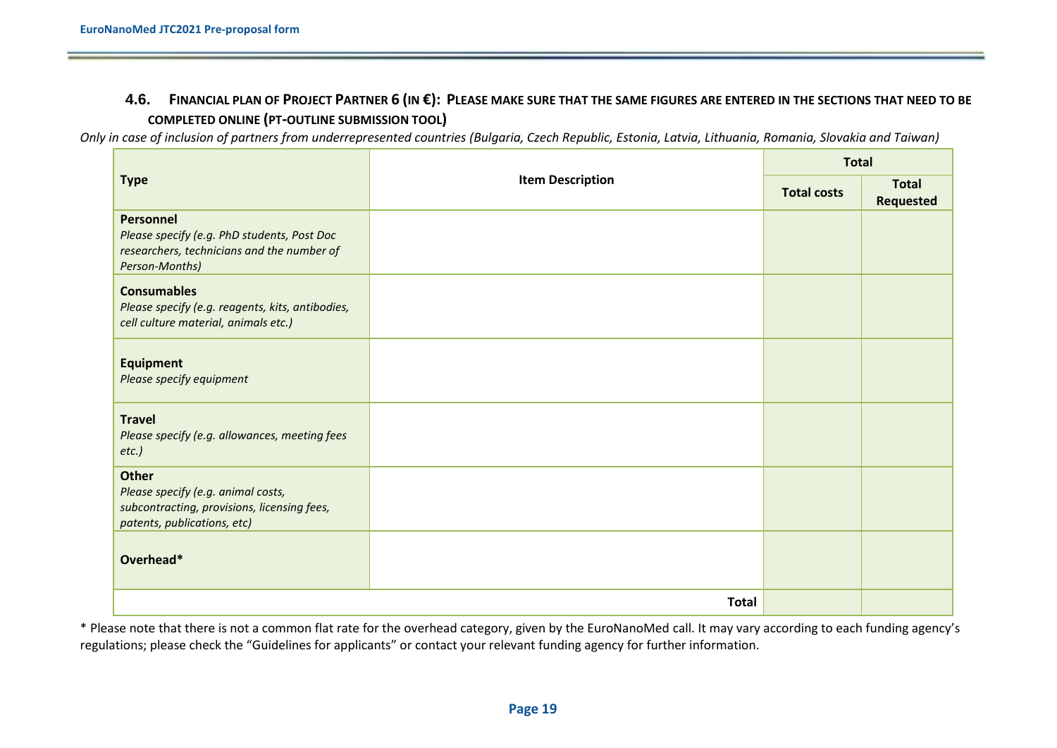### 4.6. Financial plan of Project Partner 6 (in €): Please make sure that the same figures are entered in the sections that need to be completed online (PT-Outline submission tool)

*Only in case of inclusion of partners from underrepresented countries (Bulgaria, Czech Republic, Estonia, Latvia, Lithuania, Romania, Slovakia and Taiwan)*

| Type | Item Description | Total | |
|---|---|---|---|
| | | Total costs | Total Requested |
| **Personnel**<br>*Please specify (e.g. PhD students, Post Doc researchers, technicians and the number of Person-Months)* | | | |
| **Consumables**<br>*Please specify (e.g. reagents, kits, antibodies, cell culture material, animals etc.)* | | | |
| **Equipment**<br>*Please specify equipment* | | | |
| **Travel**<br>*Please specify (e.g. allowances, meeting fees etc.)* | | | |
| **Other**<br>*Please specify (e.g. animal costs, subcontracting, provisions, licensing fees, patents, publications, etc)* | | | |
| **Overhead*** | | | |
| | **Total** | | |

* Please note that there is not a common flat rate for the overhead category, given by the EuroNanoMed call. It may vary according to each funding agency's regulations; please check the "Guidelines for applicants" or contact your relevant funding agency for further information.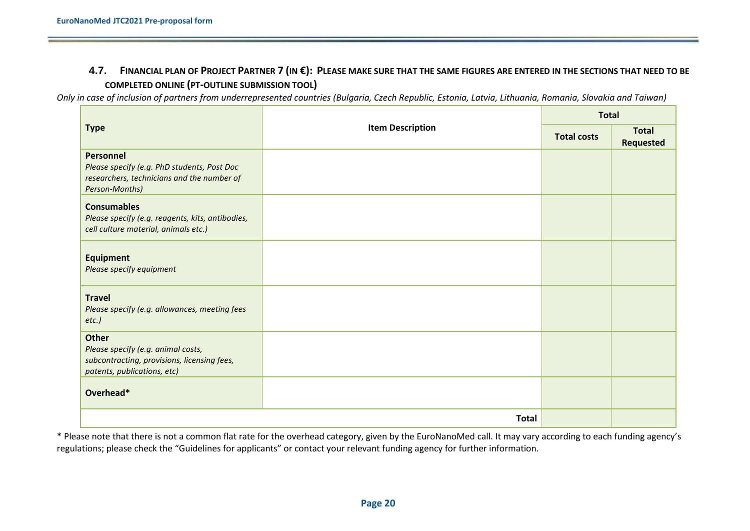### 4.7. FINANCIAL PLAN OF PROJECT PARTNER 7 (IN €): PLEASE MAKE SURE THAT THE SAME FIGURES ARE ENTERED IN THE SECTIONS THAT NEED TO BE COMPLETED ONLINE (PT-OUTLINE SUBMISSION TOOL)

*Only in case of inclusion of partners from underrepresented countries (Bulgaria, Czech Republic, Estonia, Latvia, Lithuania, Romania, Slovakia and Taiwan)*

| Type | Item Description | Total | |
|---|---|---|---|
| | | Total costs | Total Requested |
| **Personnel**<br>*Please specify (e.g. PhD students, Post Doc researchers, technicians and the number of Person-Months)* | | | |
| **Consumables**<br>*Please specify (e.g. reagents, kits, antibodies, cell culture material, animals etc.)* | | | |
| **Equipment**<br>*Please specify equipment* | | | |
| **Travel**<br>*Please specify (e.g. allowances, meeting fees etc.)* | | | |
| **Other**<br>*Please specify (e.g. animal costs, subcontracting, provisions, licensing fees, patents, publications, etc)* | | | |
| **Overhead*** | | | |
| | **Total** | | |

* Please note that there is not a common flat rate for the overhead category, given by the EuroNanoMed call. It may vary according to each funding agency's regulations; please check the "Guidelines for applicants" or contact your relevant funding agency for further information.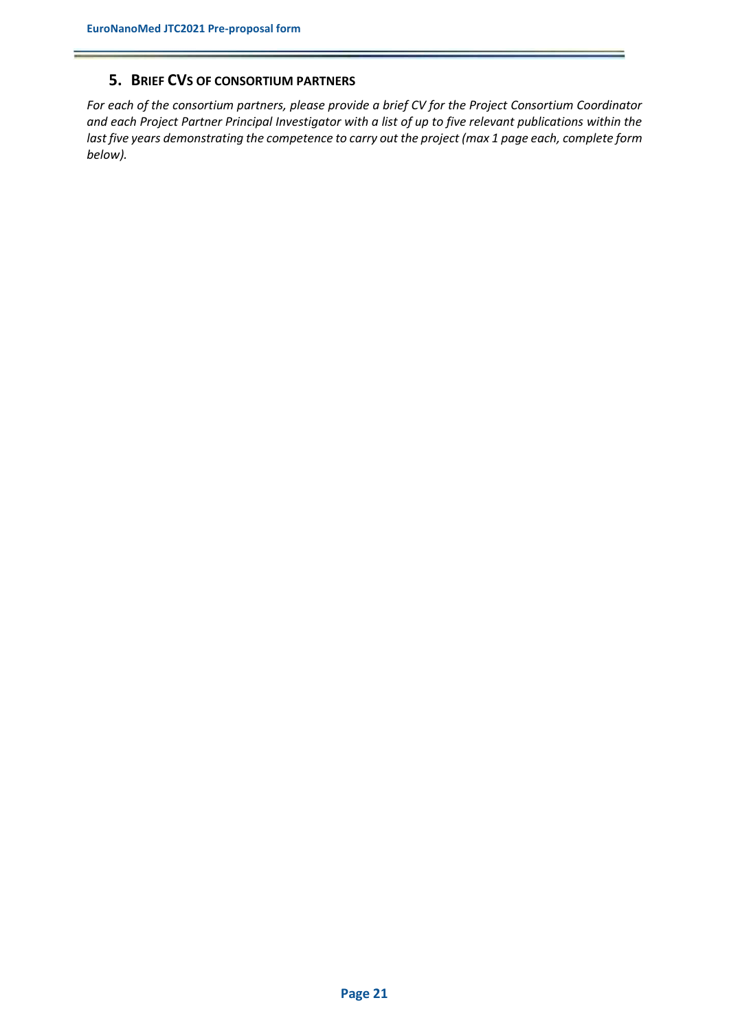## 5. Brief CVs of consortium partners

*For each of the consortium partners, please provide a brief CV for the Project Consortium Coordinator and each Project Partner Principal Investigator with a list of up to five relevant publications within the last five years demonstrating the competence to carry out the project (max 1 page each, complete form below).*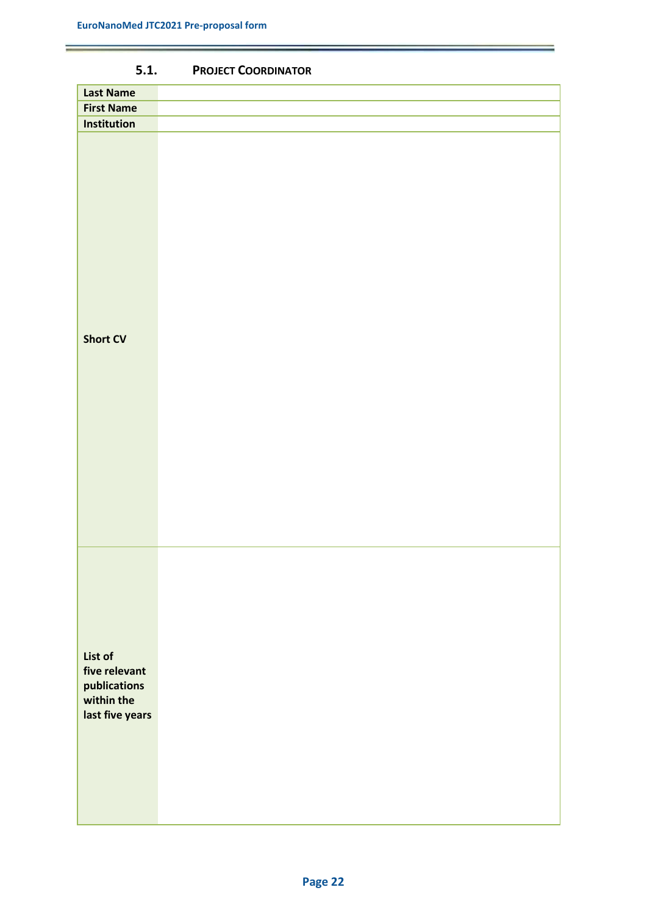### 5.1. PROJECT COORDINATOR

| | |
|---|---|
| **Last Name** | |
| **First Name** | |
| **Institution** | |
| **Short CV** | |
| **List of five relevant publications within the last five years** | |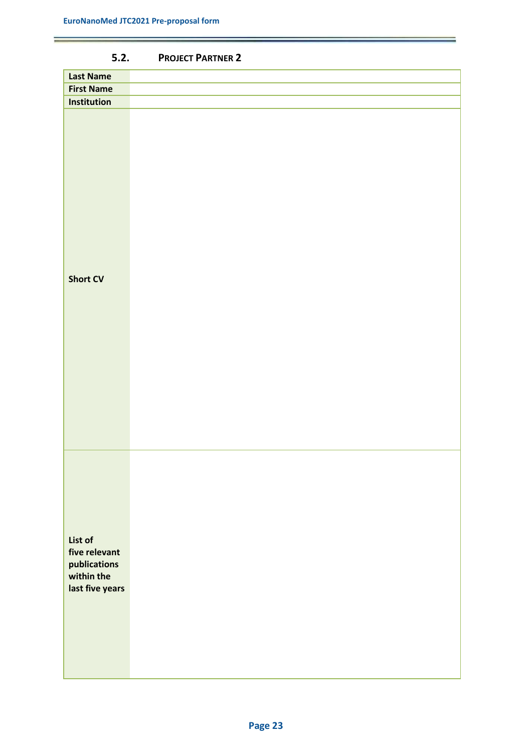### 5.2. PROJECT PARTNER 2

| | |
|---|---|
| **Last Name** | |
| **First Name** | |
| **Institution** | |
| **Short CV** | |
| **List of five relevant publications within the last five years** | |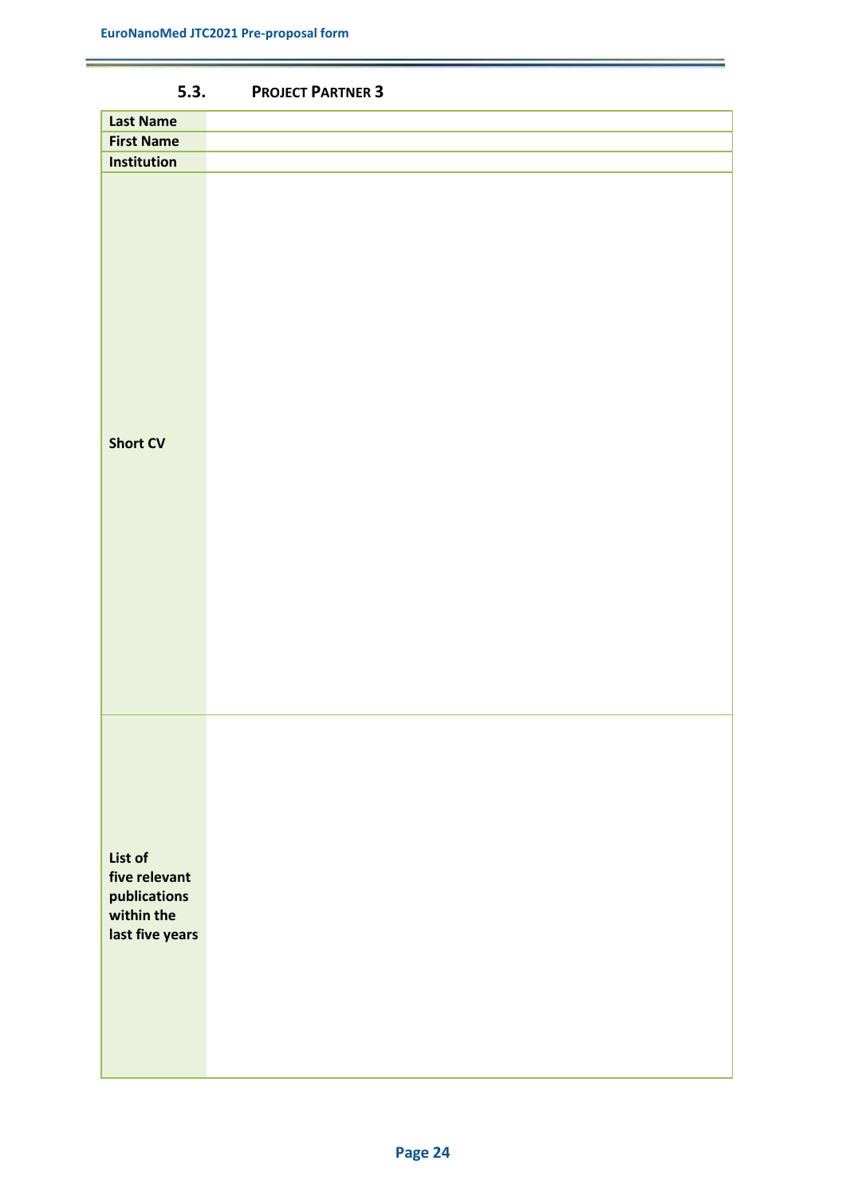### 5.3. Project Partner 3

| | |
|---|---|
| **Last Name** | |
| **First Name** | |
| **Institution** | |
| **Short CV** | |
| **List of five relevant publications within the last five years** | |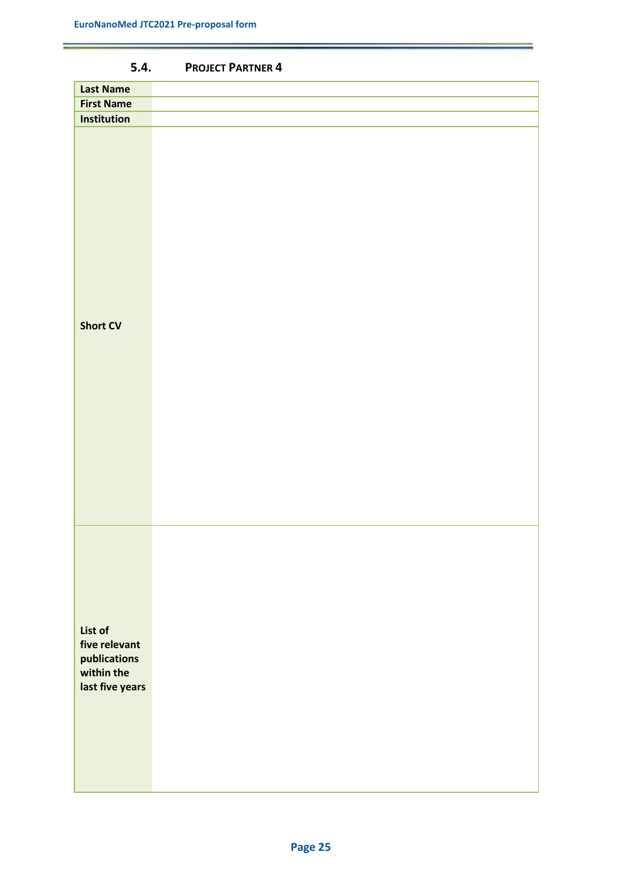### 5.4. PROJECT PARTNER 4

| | |
|---|---|
| **Last Name** | |
| **First Name** | |
| **Institution** | |
| **Short CV** | |
| **List of five relevant publications within the last five years** | |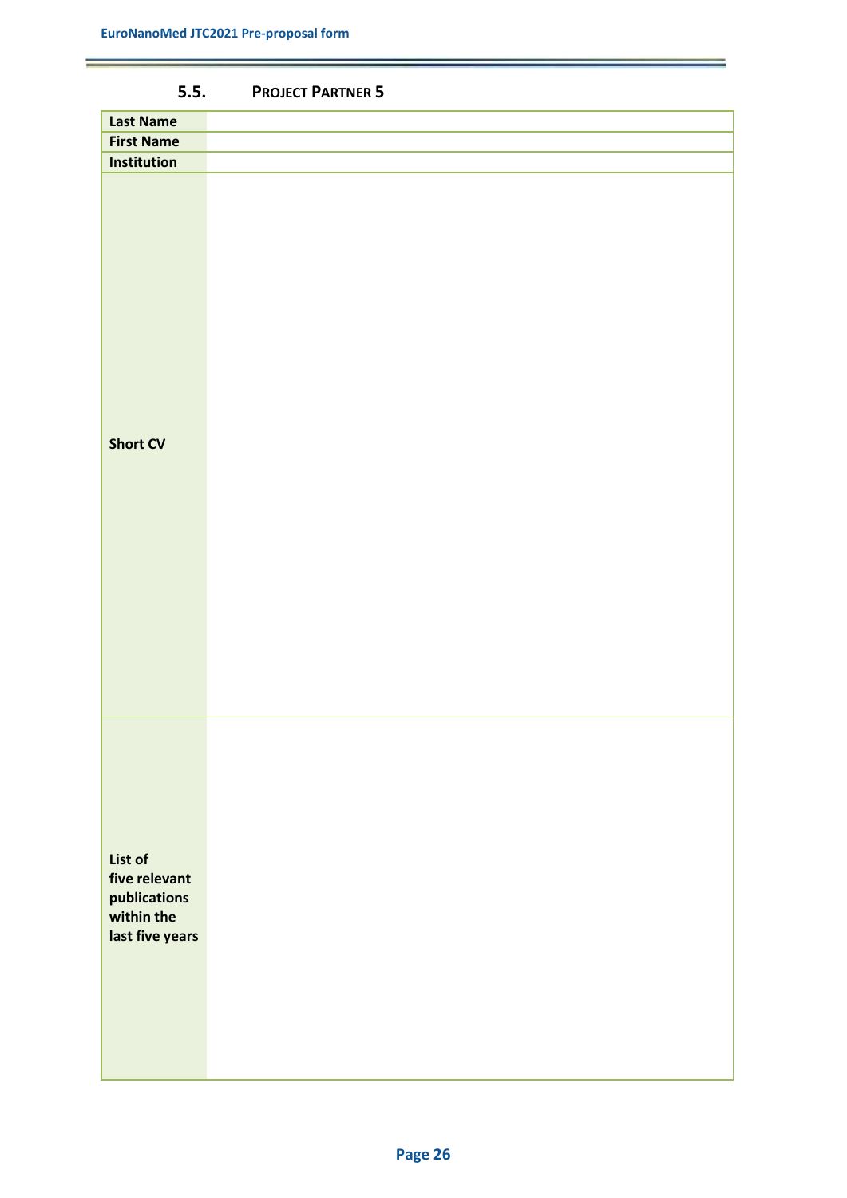### 5.5. Project Partner 5

| | |
|---|---|
| **Last Name** | |
| **First Name** | |
| **Institution** | |
| **Short CV** | |
| **List of five relevant publications within the last five years** | |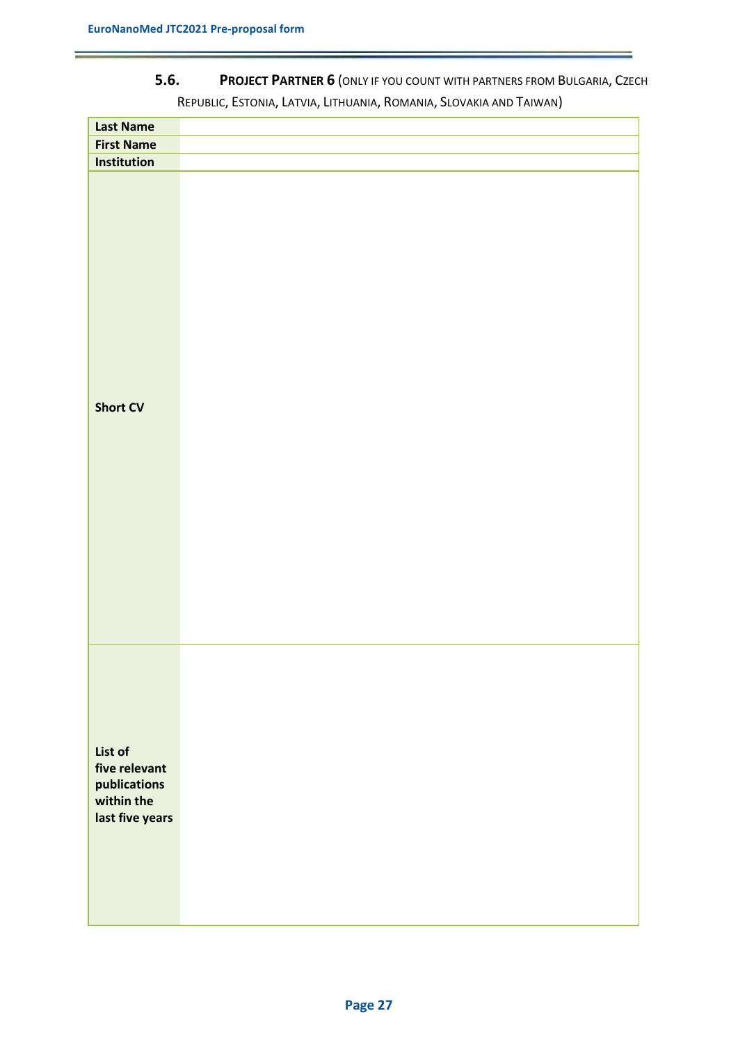### 5.6. PROJECT PARTNER 6 (ONLY IF YOU COUNT WITH PARTNERS FROM BULGARIA, CZECH REPUBLIC, ESTONIA, LATVIA, LITHUANIA, ROMANIA, SLOVAKIA AND TAIWAN)

| | |
|---|---|
| **Last Name** | |
| **First Name** | |
| **Institution** | |
| **Short CV** | |
| **List of five relevant publications within the last five years** | |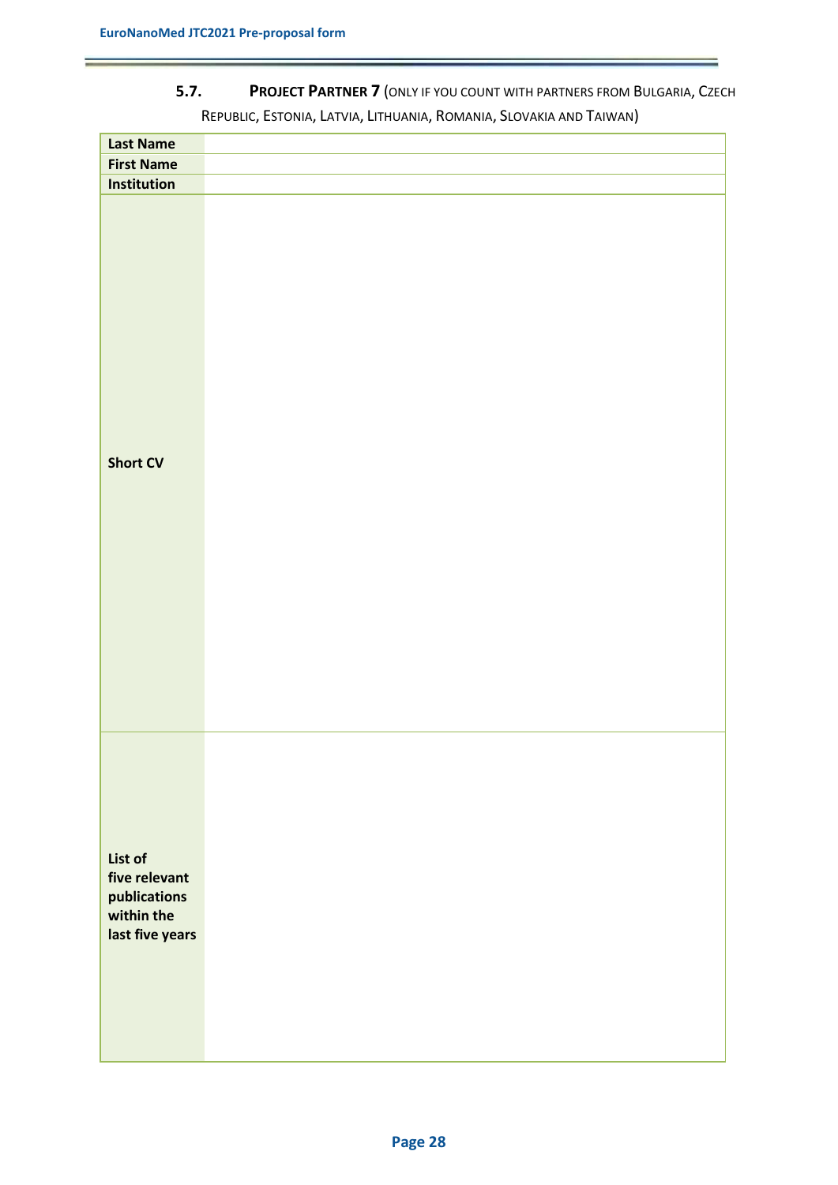### 5.7. Project Partner 7 (only if you count with partners from Bulgaria, Czech Republic, Estonia, Latvia, Lithuania, Romania, Slovakia and Taiwan)

| | |
|---|---|
| **Last Name** | |
| **First Name** | |
| **Institution** | |
| **Short CV** | |
| **List of five relevant publications within the last five years** | |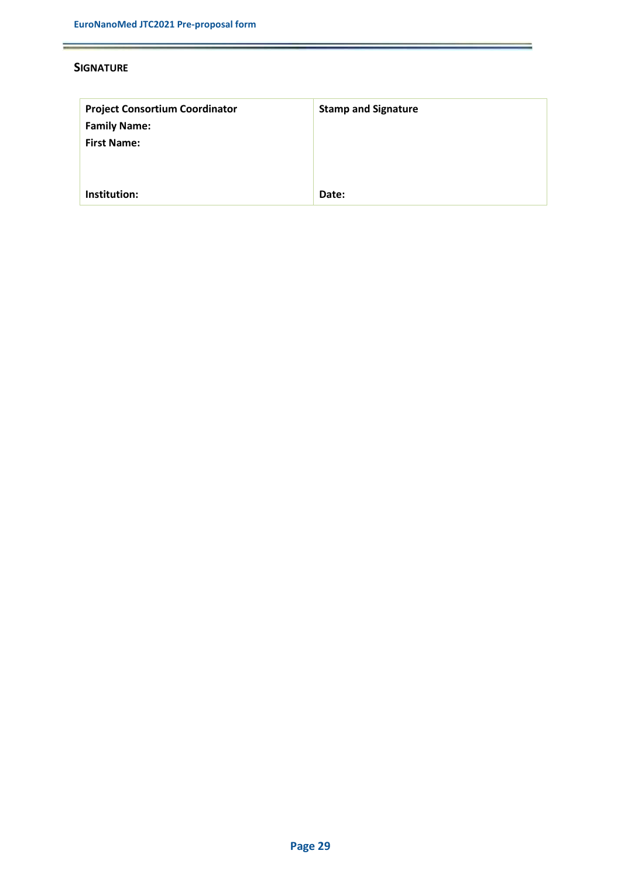## SIGNATURE

| | |
|---|---|
| **Project Consortium Coordinator**<br>**Family Name:**<br>**First Name:**<br><br>**Institution:** | **Stamp and Signature**<br><br><br><br>**Date:** |